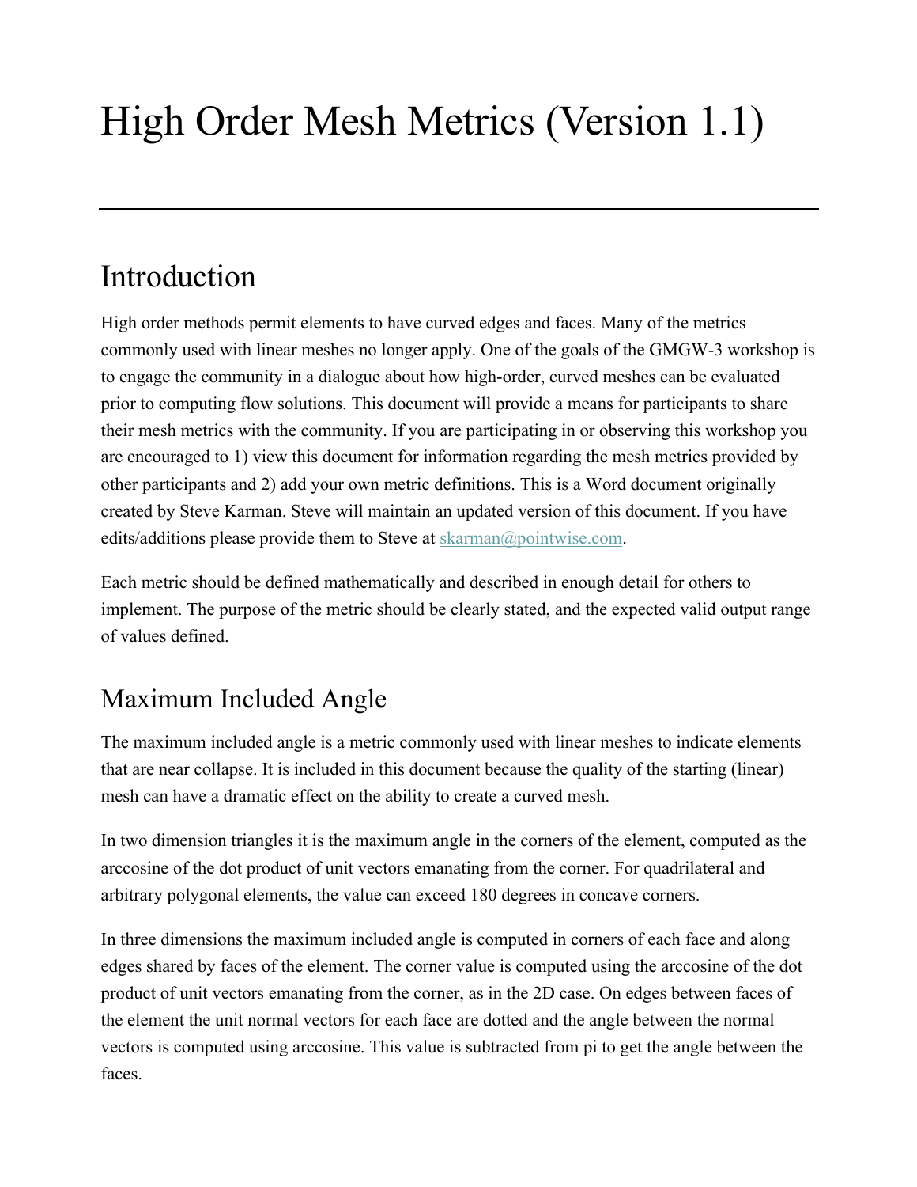# High Order Mesh Metrics (Version 1.1)

---

## Introduction

High order methods permit elements to have curved edges and faces. Many of the metrics commonly used with linear meshes no longer apply. One of the goals of the GMGW-3 workshop is to engage the community in a dialogue about how high-order, curved meshes can be evaluated prior to computing flow solutions. This document will provide a means for participants to share their mesh metrics with the community. If you are participating in or observing this workshop you are encouraged to 1) view this document for information regarding the mesh metrics provided by other participants and 2) add your own metric definitions. This is a Word document originally created by Steve Karman. Steve will maintain an updated version of this document. If you have edits/additions please provide them to Steve at skarman@pointwise.com.

Each metric should be defined mathematically and described in enough detail for others to implement. The purpose of the metric should be clearly stated, and the expected valid output range of values defined.

## Maximum Included Angle

The maximum included angle is a metric commonly used with linear meshes to indicate elements that are near collapse. It is included in this document because the quality of the starting (linear) mesh can have a dramatic effect on the ability to create a curved mesh.

In two dimension triangles it is the maximum angle in the corners of the element, computed as the arccosine of the dot product of unit vectors emanating from the corner. For quadrilateral and arbitrary polygonal elements, the value can exceed 180 degrees in concave corners.

In three dimensions the maximum included angle is computed in corners of each face and along edges shared by faces of the element. The corner value is computed using the arccosine of the dot product of unit vectors emanating from the corner, as in the 2D case. On edges between faces of the element the unit normal vectors for each face are dotted and the angle between the normal vectors is computed using arccosine. This value is subtracted from pi to get the angle between the faces.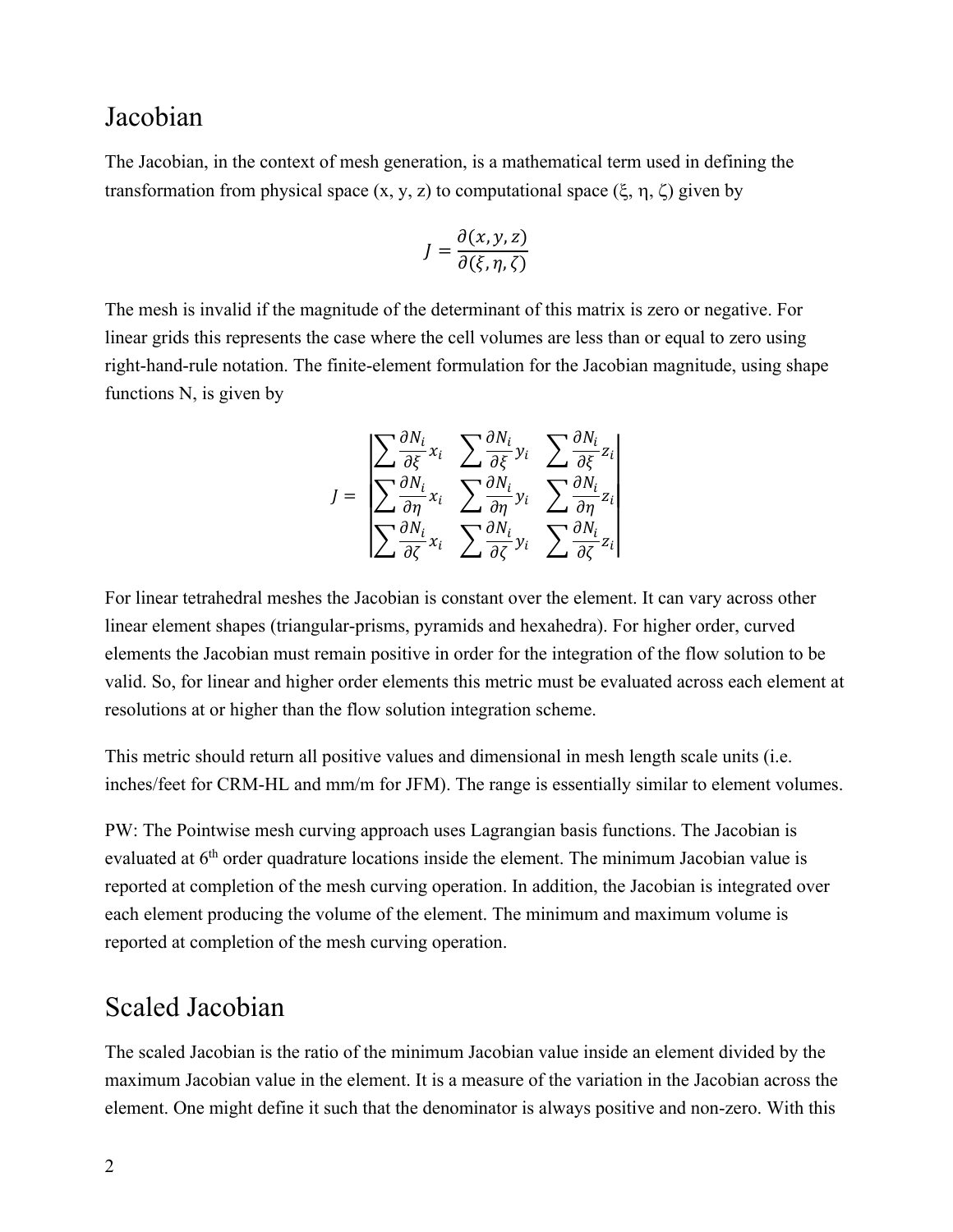## Jacobian

The Jacobian, in the context of mesh generation, is a mathematical term used in defining the transformation from physical space (x, y, z) to computational space (ξ, η, ζ) given by

$$J = \frac{\partial(x, y, z)}{\partial(\xi, \eta, \zeta)}$$

The mesh is invalid if the magnitude of the determinant of this matrix is zero or negative. For linear grids this represents the case where the cell volumes are less than or equal to zero using right-hand-rule notation. The finite-element formulation for the Jacobian magnitude, using shape functions N, is given by

$$J = \begin{vmatrix} \sum \frac{\partial N_i}{\partial \xi} x_i & \sum \frac{\partial N_i}{\partial \xi} y_i & \sum \frac{\partial N_i}{\partial \xi} z_i \\ \sum \frac{\partial N_i}{\partial \eta} x_i & \sum \frac{\partial N_i}{\partial \eta} y_i & \sum \frac{\partial N_i}{\partial \eta} z_i \\ \sum \frac{\partial N_i}{\partial \zeta} x_i & \sum \frac{\partial N_i}{\partial \zeta} y_i & \sum \frac{\partial N_i}{\partial \zeta} z_i \end{vmatrix}$$

For linear tetrahedral meshes the Jacobian is constant over the element. It can vary across other linear element shapes (triangular-prisms, pyramids and hexahedra). For higher order, curved elements the Jacobian must remain positive in order for the integration of the flow solution to be valid. So, for linear and higher order elements this metric must be evaluated across each element at resolutions at or higher than the flow solution integration scheme.

This metric should return all positive values and dimensional in mesh length scale units (i.e. inches/feet for CRM-HL and mm/m for JFM). The range is essentially similar to element volumes.

PW: The Pointwise mesh curving approach uses Lagrangian basis functions. The Jacobian is evaluated at $6^{th}$ order quadrature locations inside the element. The minimum Jacobian value is reported at completion of the mesh curving operation. In addition, the Jacobian is integrated over each element producing the volume of the element. The minimum and maximum volume is reported at completion of the mesh curving operation.

## Scaled Jacobian

The scaled Jacobian is the ratio of the minimum Jacobian value inside an element divided by the maximum Jacobian value in the element. It is a measure of the variation in the Jacobian across the element. One might define it such that the denominator is always positive and non-zero. With this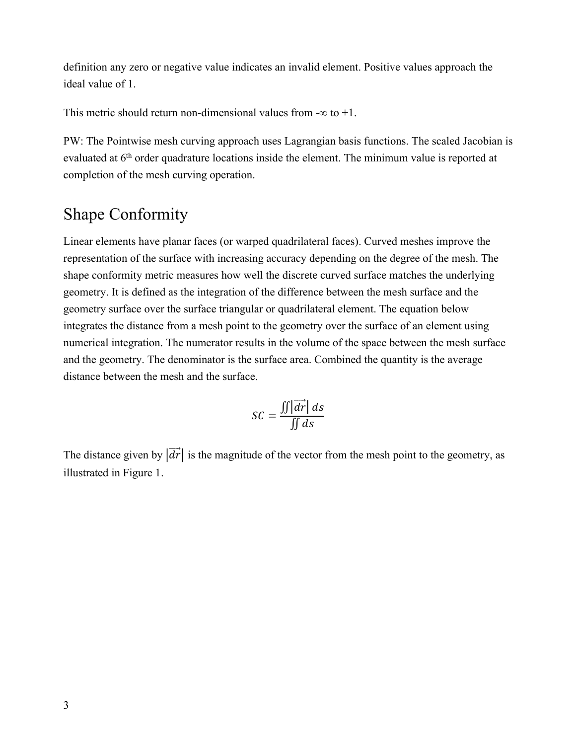definition any zero or negative value indicates an invalid element. Positive values approach the ideal value of 1.

This metric should return non-dimensional values from -∞ to +1.

PW: The Pointwise mesh curving approach uses Lagrangian basis functions. The scaled Jacobian is evaluated at 6th order quadrature locations inside the element. The minimum value is reported at completion of the mesh curving operation.

# Shape Conformity

Linear elements have planar faces (or warped quadrilateral faces). Curved meshes improve the representation of the surface with increasing accuracy depending on the degree of the mesh. The shape conformity metric measures how well the discrete curved surface matches the underlying geometry. It is defined as the integration of the difference between the mesh surface and the geometry surface over the surface triangular or quadrilateral element. The equation below integrates the distance from a mesh point to the geometry over the surface of an element using numerical integration. The numerator results in the volume of the space between the mesh surface and the geometry. The denominator is the surface area. Combined the quantity is the average distance between the mesh and the surface.

$$SC = \frac{\iint \left|\overrightarrow{dr}\right| \, ds}{\iint ds}$$

The distance given by $\left|\overrightarrow{dr}\right|$ is the magnitude of the vector from the mesh point to the geometry, as illustrated in Figure 1.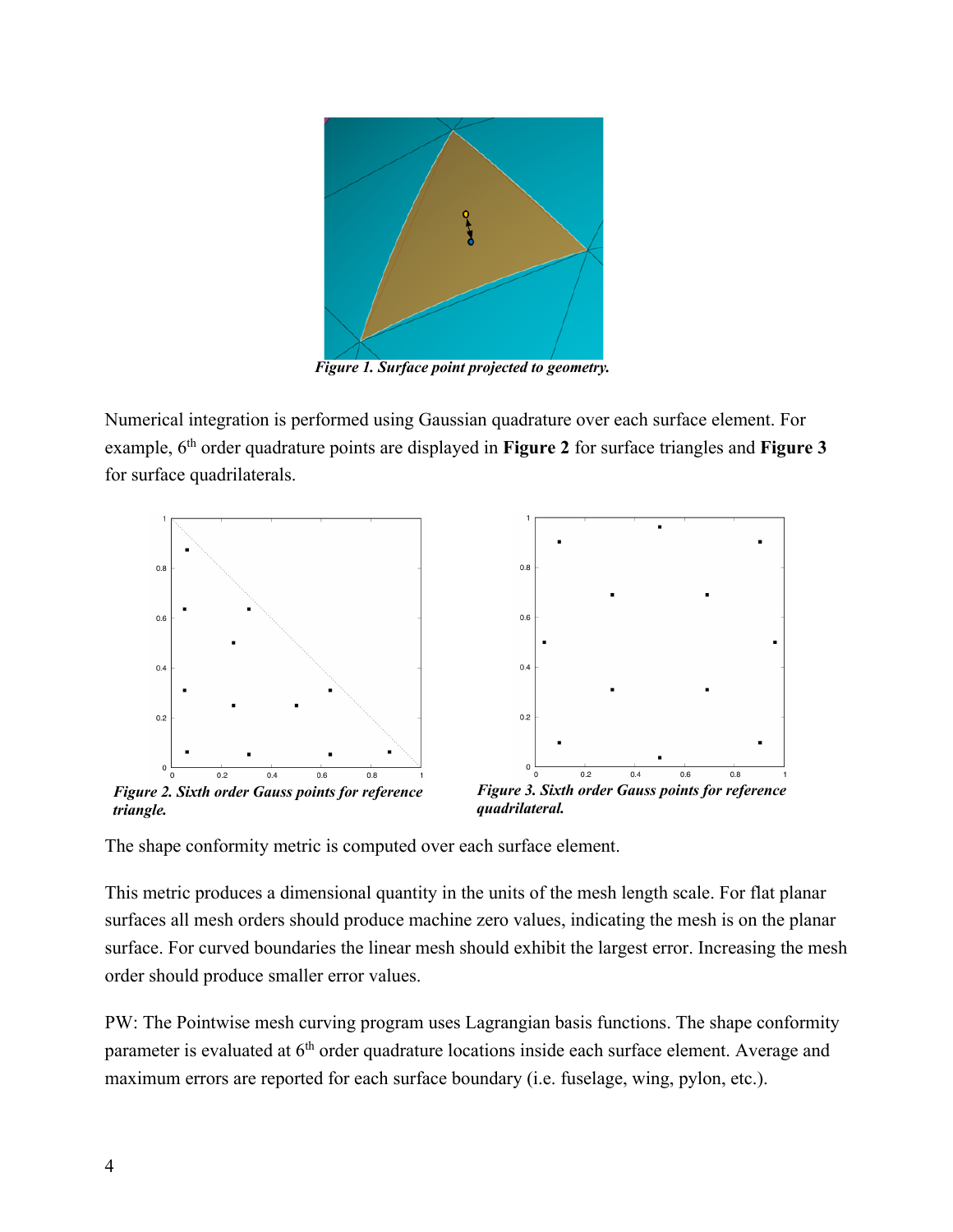*Figure 1. Surface point projected to geometry.*

Numerical integration is performed using Gaussian quadrature over each surface element. For example, 6th order quadrature points are displayed in **Figure 2** for surface triangles and **Figure 3** for surface quadrilaterals.

0 0.2 0.4 0.6 0.8 1

0 0.2 0.4 0.6 0.8 1

*Figure 2. Sixth order Gauss points for reference triangle.*

0 0.2 0.4 0.6 0.8 1

0 0.2 0.4 0.6 0.8 1

*Figure 3. Sixth order Gauss points for reference quadrilateral.*

The shape conformity metric is computed over each surface element.

This metric produces a dimensional quantity in the units of the mesh length scale. For flat planar surfaces all mesh orders should produce machine zero values, indicating the mesh is on the planar surface. For curved boundaries the linear mesh should exhibit the largest error. Increasing the mesh order should produce smaller error values.

PW: The Pointwise mesh curving program uses Lagrangian basis functions. The shape conformity parameter is evaluated at 6th order quadrature locations inside each surface element. Average and maximum errors are reported for each surface boundary (i.e. fuselage, wing, pylon, etc.).